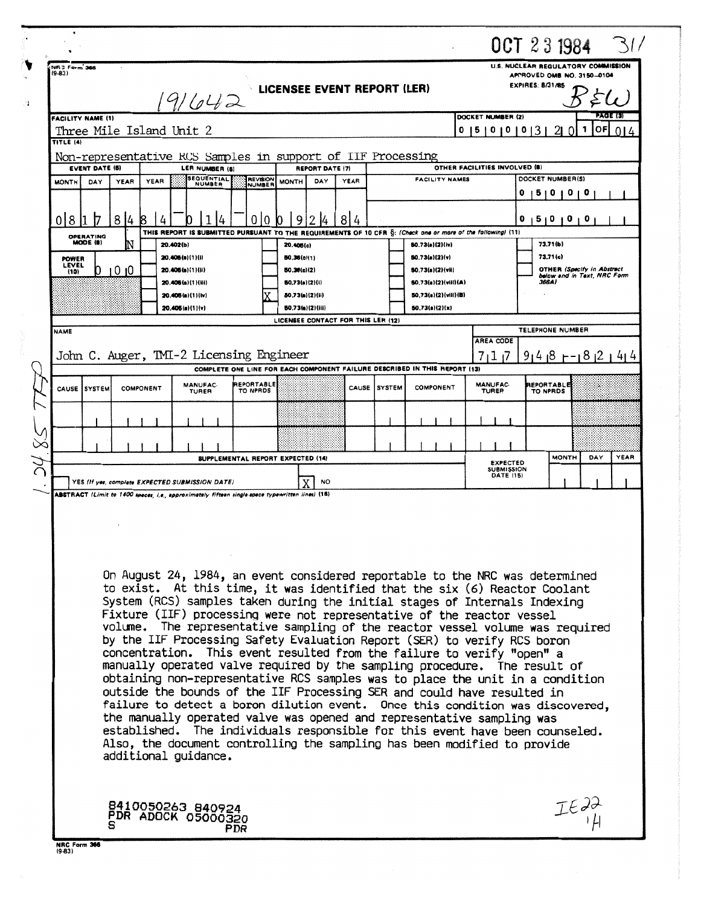OCT 23 1984 311

NRC Form 366 (9-83)

U.S. NUCLEAR REGULATORY COMMISSION
APPROVED OMB NO. 3150-0104
EXPIRES: 8/31/85

191642

# LICENSEE EVENT REPORT (LER)

B&W

| FACILITY NAME (1) | DOCKET NUMBER (2) | PAGE (3) |
|---|---|---|
| Three Mile Island Unit 2 | 0 5 0 0 0 3 2 0 | 1 OF 0 4 |

TITLE (4)

Non-representative RCS Samples in support of IIF Processing

| EVENT DATE (5) | | | LER NUMBER (6) | | | REPORT DATE (7) | | | OTHER FACILITIES INVOLVED (8) | |
|---|---|---|---|---|---|---|---|---|---|---|
| MONTH | DAY | YEAR | YEAR | SEQUENTIAL NUMBER | REVISION NUMBER | MONTH | DAY | YEAR | FACILITY NAMES | DOCKET NUMBER(S) |
| | | | | | | | | | | 0 5 0 0 0 |
| 0 8 | 1 7 | 8 4 | 8 4 | 0 1 4 | 0 0 | 0 9 | 2 4 | 8 4 | | 0 5 0 0 0 |

OPERATING MODE (9): N

POWER LEVEL (10): 0 0 0

THIS REPORT IS SUBMITTED PURSUANT TO THE REQUIREMENTS OF 10 CFR §: (Check one or more of the following) (11)

| | | | | | | | |
|---|---|---|---|---|---|---|---|
| | 20.402(b) | | 20.405(c) | | 50.73(a)(2)(iv) | | 73.71(b) |
| | 20.405(a)(1)(i) | | 50.36(c)(1) | | 50.73(a)(2)(v) | | 73.71(c) |
| | 20.405(a)(1)(ii) | | 50.36(c)(2) | | 50.73(a)(2)(vii) | | OTHER (Specify in Abstract below and in Text, NRC Form 366A) |
| | 20.405(a)(1)(iii) | | 50.73(a)(2)(i) | | 50.73(a)(2)(viii)(A) | | |
| | 20.405(a)(1)(iv) | X | 50.73(a)(2)(ii) | | 50.73(a)(2)(viii)(B) | | |
| | 20.405(a)(1)(v) | | 50.73(a)(2)(iii) | | 50.73(a)(2)(x) | | |

LICENSEE CONTACT FOR THIS LER (12)

| NAME | TELEPHONE NUMBER | |
|---|---|---|
| | AREA CODE | |
| John C. Auger, TMI-2 Licensing Engineer | 7 1 7 | 9 4 8 - 8 2 4 4 |

COMPLETE ONE LINE FOR EACH COMPONENT FAILURE DESCRIBED IN THIS REPORT (13)

| CAUSE | SYSTEM | COMPONENT | MANUFAC-TURER | REPORTABLE TO NPRDS | CAUSE | SYSTEM | COMPONENT | MANUFAC-TURER | REPORTABLE TO NPRDS |
|---|---|---|---|---|---|---|---|---|---|
| | | | | | | | | | |
| | | | | | | | | | |

SUPPLEMENTAL REPORT EXPECTED (14)

| YES (If yes, complete EXPECTED SUBMISSION DATE) | X NO | EXPECTED SUBMISSION DATE (15) | MONTH | DAY | YEAR |
|---|---|---|---|---|---|
| | | | | | |

ABSTRACT (Limit to 1400 spaces, i.e., approximately fifteen single-space typewritten lines) (16)

On August 24, 1984, an event considered reportable to the NRC was determined to exist. At this time, it was identified that the six (6) Reactor Coolant System (RCS) samples taken during the initial stages of Internals Indexing Fixture (IIF) processing were not representative of the reactor vessel volume. The representative sampling of the reactor vessel volume was required by the IIF Processing Safety Evaluation Report (SER) to verify RCS boron concentration. This event resulted from the failure to verify "open" a manually operated valve required by the sampling procedure. The result of obtaining non-representative RCS samples was to place the unit in a condition outside the bounds of the IIF Processing SER and could have resulted in failure to detect a boron dilution event. Once this condition was discovered, the manually operated valve was opened and representative sampling was established. The individuals responsible for this event have been counseled. Also, the document controlling the sampling has been modified to provide additional guidance.

8410050263 840924
PDR ADOCK 05000320
S PDR

IE22 
1/1

1.24.85 TFP

NRC Form 366 (9-83)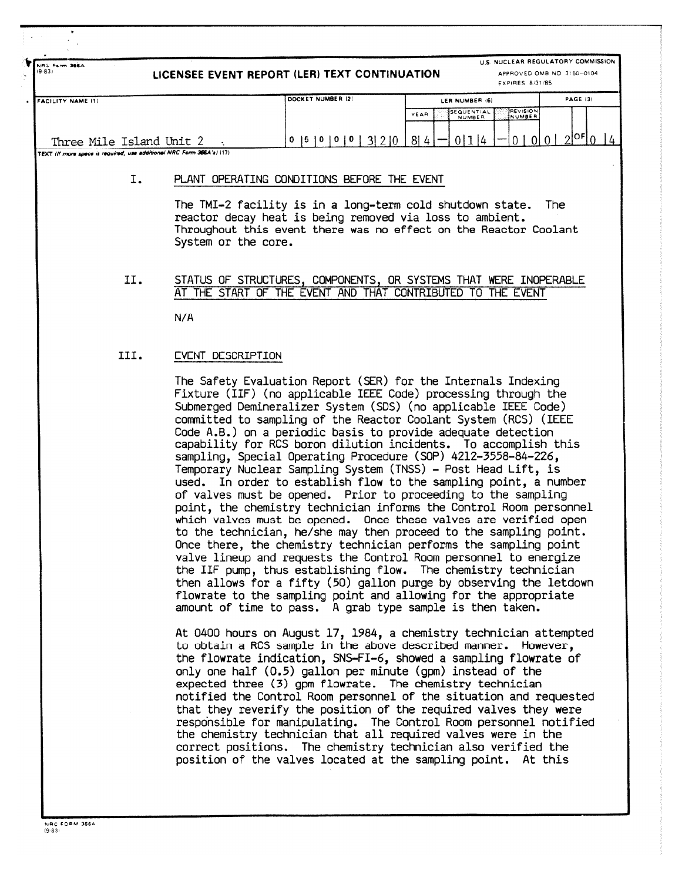| FACILITY NAME (1) | DOCKET NUMBER (2) | LER NUMBER (6) | | | PAGE (3) |
|---|---|---|---|---|---|
| | | YEAR | SEQUENTIAL NUMBER | REVISION NUMBER | |
| Three Mile Island Unit 2 | 0 5 0 0 0 3 2 0 | 8 4 | 0 1 4 | 0 0 | 0 2 OF 0 4 |

## I. PLANT OPERATING CONDITIONS BEFORE THE EVENT

The TMI-2 facility is in a long-term cold shutdown state. The reactor decay heat is being removed via loss to ambient. Throughout this event there was no effect on the Reactor Coolant System or the core.

## II. STATUS OF STRUCTURES, COMPONENTS, OR SYSTEMS THAT WERE INOPERABLE AT THE START OF THE EVENT AND THAT CONTRIBUTED TO THE EVENT

N/A

## III. EVENT DESCRIPTION

The Safety Evaluation Report (SER) for the Internals Indexing Fixture (IIF) (no applicable IEEE Code) processing through the Submerged Demineralizer System (SDS) (no applicable IEEE Code) committed to sampling of the Reactor Coolant System (RCS) (IEEE Code A.B.) on a periodic basis to provide adequate detection capability for RCS boron dilution incidents. To accomplish this sampling, Special Operating Procedure (SOP) 4212-3558-84-226, Temporary Nuclear Sampling System (TNSS) - Post Head Lift, is used. In order to establish flow to the sampling point, a number of valves must be opened. Prior to proceeding to the sampling point, the chemistry technician informs the Control Room personnel which valves must be opened. Once these valves are verified open to the technician, he/she may then proceed to the sampling point. Once there, the chemistry technician performs the sampling point valve lineup and requests the Control Room personnel to energize the IIF pump, thus establishing flow. The chemistry technician then allows for a fifty (50) gallon purge by observing the letdown flowrate to the sampling point and allowing for the appropriate amount of time to pass. A grab type sample is then taken.

At 0400 hours on August 17, 1984, a chemistry technician attempted to obtain a RCS sample in the above described manner. However, the flowrate indication, SNS-FI-6, showed a sampling flowrate of only one half (0.5) gallon per minute (gpm) instead of the expected three (3) gpm flowrate. The chemistry technician notified the Control Room personnel of the situation and requested that they reverify the position of the required valves they were responsible for manipulating. The Control Room personnel notified the chemistry technician that all required valves were in the correct positions. The chemistry technician also verified the position of the valves located at the sampling point. At this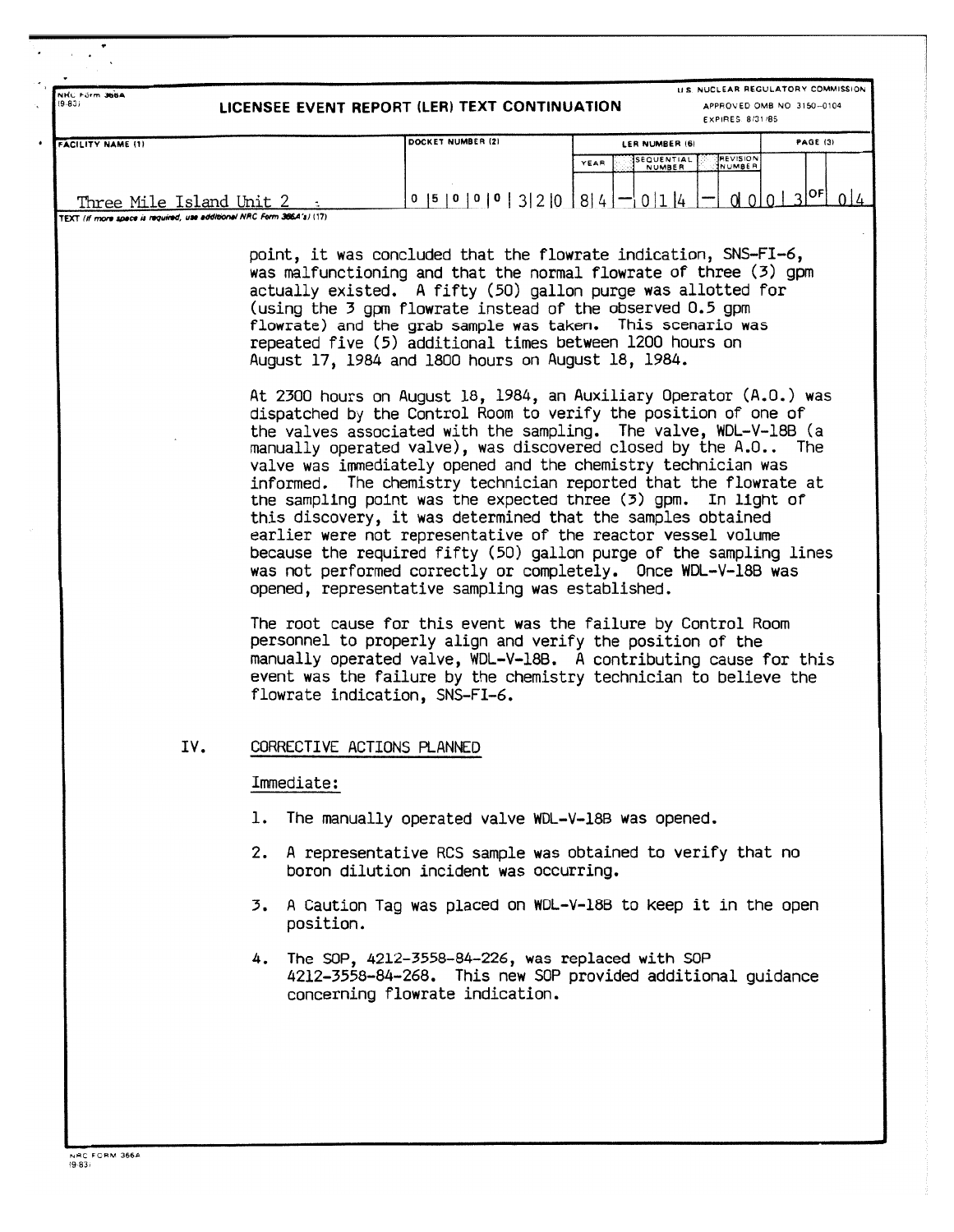NRC Form 366A (9-83)

**LICENSEE EVENT REPORT (LER) TEXT CONTINUATION**

U.S. NUCLEAR REGULATORY COMMISSION
APPROVED OMB NO. 3150-0104
EXPIRES 8/31/85

| FACILITY NAME (1) | DOCKET NUMBER (2) | LER NUMBER (6) YEAR | SEQUENTIAL NUMBER | REVISION NUMBER | PAGE (3) |
|---|---|---|---|---|---|
| Three Mile Island Unit 2 | 0 5 0 0 0 3 2 0 | 8 4 | 0 1 4 | 0 0 | 0 3 OF 0 4 |

TEXT (If more space is required, use additional NRC Form 366A's) (17)

point, it was concluded that the flowrate indication, SNS-FI-6, was malfunctioning and that the normal flowrate of three (3) gpm actually existed. A fifty (50) gallon purge was allotted for (using the 3 gpm flowrate instead of the observed 0.5 gpm flowrate) and the grab sample was taken. This scenario was repeated five (5) additional times between 1200 hours on August 17, 1984 and 1800 hours on August 18, 1984.

At 2300 hours on August 18, 1984, an Auxiliary Operator (A.O.) was dispatched by the Control Room to verify the position of one of the valves associated with the sampling. The valve, WDL-V-18B (a manually operated valve), was discovered closed by the A.O.. The valve was immediately opened and the chemistry technician was informed. The chemistry technician reported that the flowrate at the sampling point was the expected three (3) gpm. In light of this discovery, it was determined that the samples obtained earlier were not representative of the reactor vessel volume because the required fifty (50) gallon purge of the sampling lines was not performed correctly or completely. Once WDL-V-18B was opened, representative sampling was established.

The root cause for this event was the failure by Control Room personnel to properly align and verify the position of the manually operated valve, WDL-V-18B. A contributing cause for this event was the failure by the chemistry technician to believe the flowrate indication, SNS-FI-6.

## IV. CORRECTIVE ACTIONS PLANNED

Immediate:

1. The manually operated valve WDL-V-18B was opened.
2. A representative RCS sample was obtained to verify that no boron dilution incident was occurring.
3. A Caution Tag was placed on WDL-V-18B to keep it in the open position.
4. The SOP, 4212-3558-84-226, was replaced with SOP 4212-3558-84-268. This new SOP provided additional guidance concerning flowrate indication.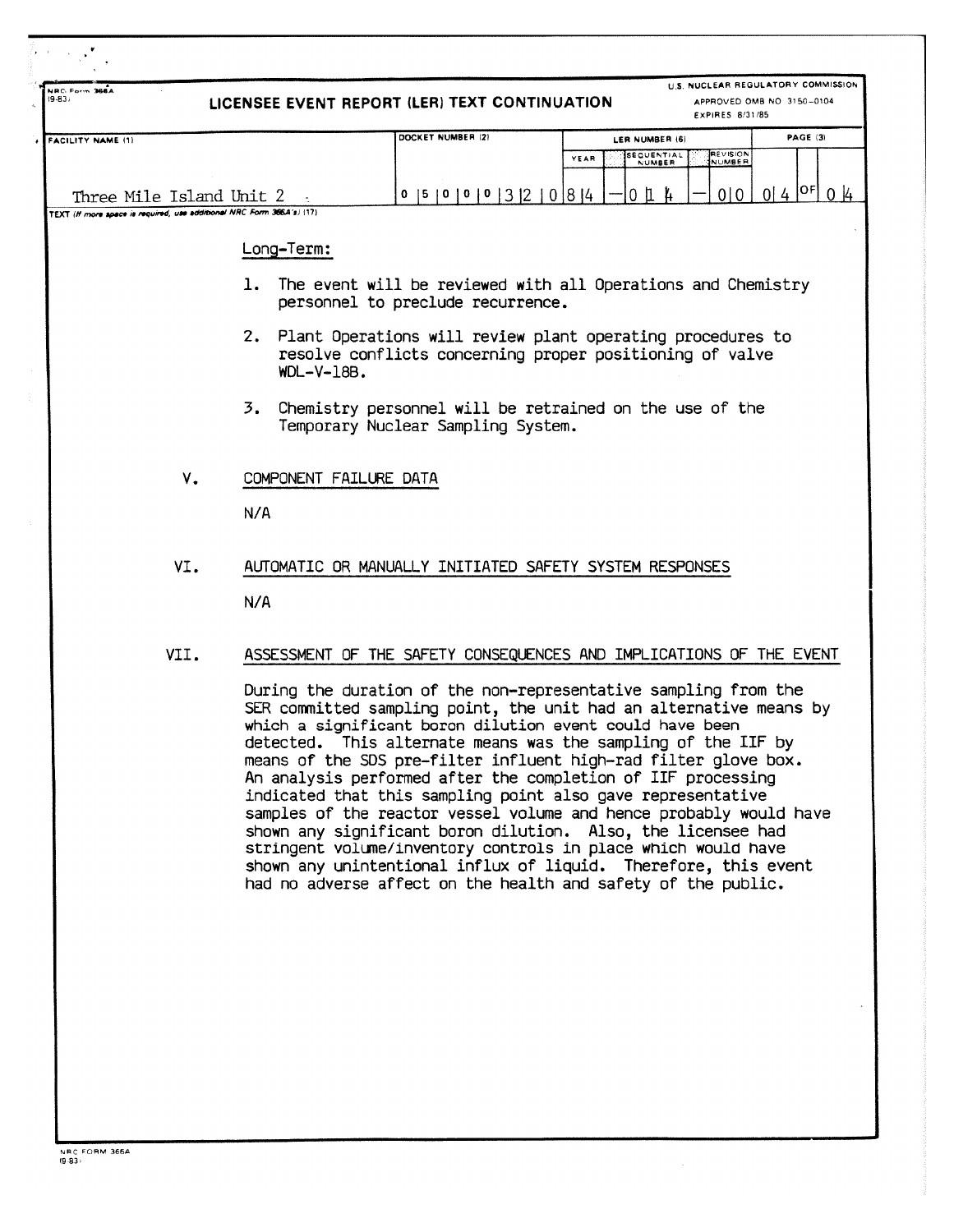NRC Form 366A (9-83)

## LICENSEE EVENT REPORT (LER) TEXT CONTINUATION

U.S. NUCLEAR REGULATORY COMMISSION
APPROVED OMB NO. 3150-0104
EXPIRES 8/31/85

| FACILITY NAME (1) | DOCKET NUMBER (2) | LER NUMBER (6) YEAR | SEQUENTIAL NUMBER | REVISION NUMBER | PAGE (3) |
|---|---|---|---|---|---|
| Three Mile Island Unit 2 | 0 5 0 0 0 3 2 0 | 8 4 | 0 1 4 | 0 0 | 0 4 OF 0 4 |

TEXT (If more space is required, use additional NRC Form 366A's) (17)

Long-Term:

1. The event will be reviewed with all Operations and Chemistry personnel to preclude recurrence.

2. Plant Operations will review plant operating procedures to resolve conflicts concerning proper positioning of valve WDL-V-188.

3. Chemistry personnel will be retrained on the use of the Temporary Nuclear Sampling System.

### V. COMPONENT FAILURE DATA

N/A

### VI. AUTOMATIC OR MANUALLY INITIATED SAFETY SYSTEM RESPONSES

N/A

### VII. ASSESSMENT OF THE SAFETY CONSEQUENCES AND IMPLICATIONS OF THE EVENT

During the duration of the non-representative sampling from the SER committed sampling point, the unit had an alternative means by which a significant boron dilution event could have been detected. This alternate means was the sampling of the IIF by means of the SDS pre-filter influent high-rad filter glove box. An analysis performed after the completion of IIF processing indicated that this sampling point also gave representative samples of the reactor vessel volume and hence probably would have shown any significant boron dilution. Also, the licensee had stringent volume/inventory controls in place which would have shown any unintentional influx of liquid. Therefore, this event had no adverse affect on the health and safety of the public.

NRC FORM 366A (9-83)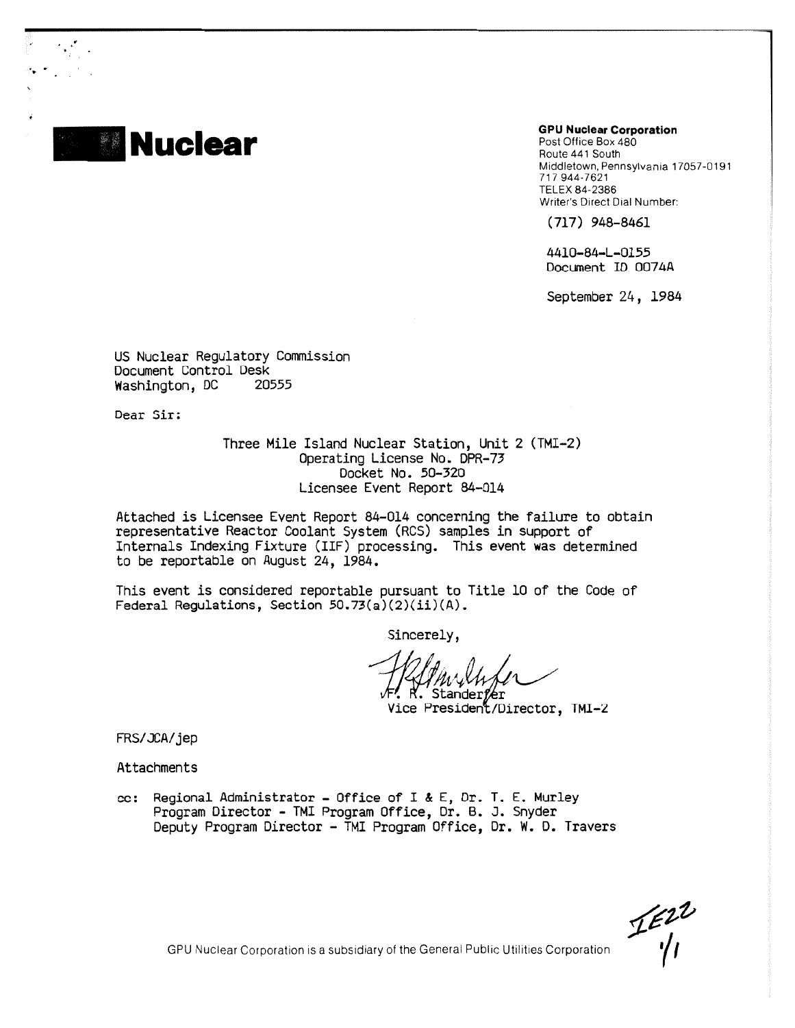**Nuclear**

**GPU Nuclear Corporation**
Post Office Box 480
Route 441 South
Middletown, Pennsylvania 17057-0191
717 944-7621
TELEX 84-2386
Writer's Direct Dial Number:

(717) 948-8461

4410-84-L-0155
Document ID 0074A

September 24, 1984

US Nuclear Regulatory Commission
Document Control Desk
Washington, DC 20555

Dear Sir:

Three Mile Island Nuclear Station, Unit 2 (TMI-2)
Operating License No. DPR-73
Docket No. 50-320
Licensee Event Report 84-014

Attached is Licensee Event Report 84-014 concerning the failure to obtain representative Reactor Coolant System (RCS) samples in support of Internals Indexing Fixture (IIF) processing. This event was determined to be reportable on August 24, 1984.

This event is considered reportable pursuant to Title 10 of the Code of Federal Regulations, Section 50.73(a)(2)(ii)(A).

Sincerely,

F. R. Standerfer
Vice President/Director, TMI-2

FRS/JCA/jep

Attachments

cc: Regional Administrator - Office of I & E, Dr. T. E. Murley
Program Director - TMI Program Office, Dr. B. J. Snyder
Deputy Program Director - TMI Program Office, Dr. W. D. Travers

IE22
1/1

GPU Nuclear Corporation is a subsidiary of the General Public Utilities Corporation